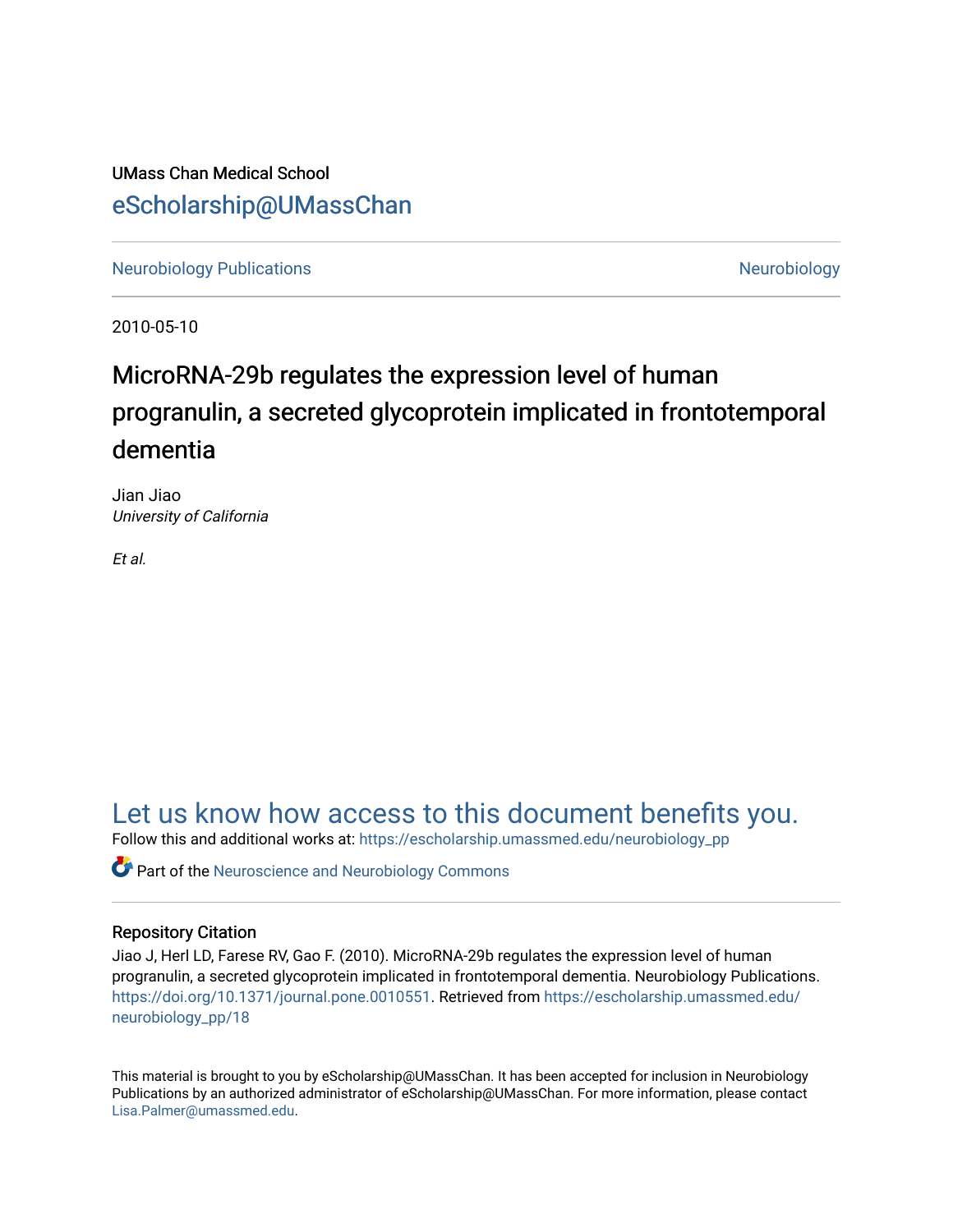UMass Chan Medical School

eScholarship@UMassChan

Neurobiology Publications | Neurobiology

2010-05-10

# MicroRNA-29b regulates the expression level of human progranulin, a secreted glycoprotein implicated in frontotemporal dementia

Jian Jiao
*University of California*

*Et al.*

Let us know how access to this document benefits you.

Follow this and additional works at: https://escholarship.umassmed.edu/neurobiology_pp

Part of the Neuroscience and Neurobiology Commons

## Repository Citation

Jiao J, Herl LD, Farese RV, Gao F. (2010). MicroRNA-29b regulates the expression level of human progranulin, a secreted glycoprotein implicated in frontotemporal dementia. Neurobiology Publications. https://doi.org/10.1371/journal.pone.0010551. Retrieved from https://escholarship.umassmed.edu/neurobiology_pp/18

This material is brought to you by eScholarship@UMassChan. It has been accepted for inclusion in Neurobiology Publications by an authorized administrator of eScholarship@UMassChan. For more information, please contact Lisa.Palmer@umassmed.edu.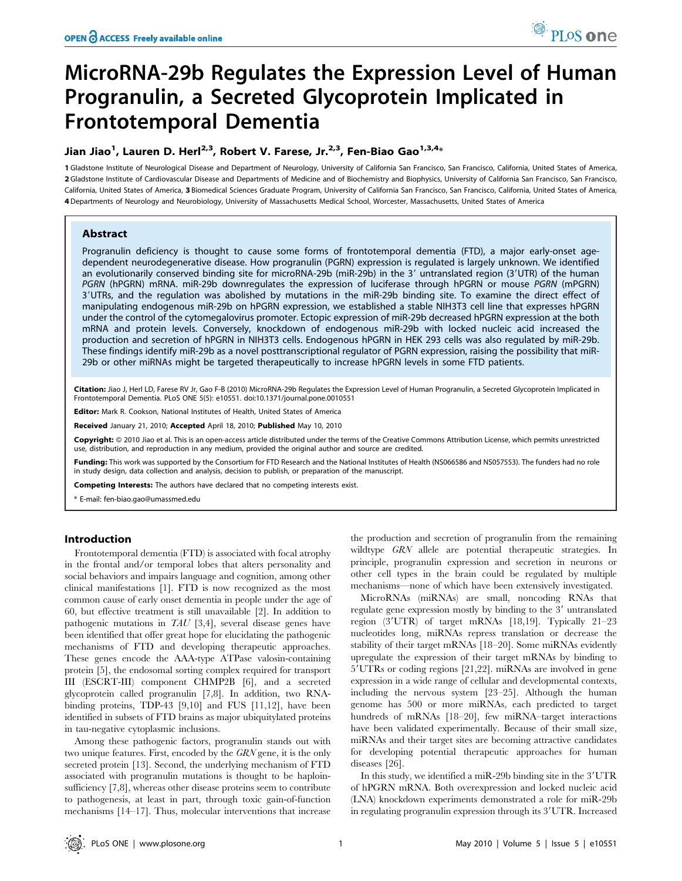# MicroRNA-29b Regulates the Expression Level of Human Progranulin, a Secreted Glycoprotein Implicated in Frontotemporal Dementia

**Jian Jiao[1], Lauren D. Herl[2,3], Robert V. Farese, Jr.[2,3], Fen-Biao Gao[1,3,4]***

**1** Gladstone Institute of Neurological Disease and Department of Neurology, University of California San Francisco, San Francisco, California, United States of America, **2** Gladstone Institute of Cardiovascular Disease and Departments of Medicine and of Biochemistry and Biophysics, University of California San Francisco, San Francisco, California, United States of America, **3** Biomedical Sciences Graduate Program, University of California San Francisco, San Francisco, California, United States of America, **4** Departments of Neurology and Neurobiology, University of Massachusetts Medical School, Worcester, Massachusetts, United States of America

## Abstract

Progranulin deficiency is thought to cause some forms of frontotemporal dementia (FTD), a major early-onset age-dependent neurodegenerative disease. How progranulin (PGRN) expression is regulated is largely unknown. We identified an evolutionarily conserved binding site for microRNA-29b (miR-29b) in the 3′ untranslated region (3′UTR) of the human *PGRN* (hPGRN) mRNA. miR-29b downregulates the expression of luciferase through hPGRN or mouse *PGRN* (mPGRN) 3′UTRs, and the regulation was abolished by mutations in the miR-29b binding site. To examine the direct effect of manipulating endogenous miR-29b on hPGRN expression, we established a stable NIH3T3 cell line that expresses hPGRN under the control of the cytomegalovirus promoter. Ectopic expression of miR-29b decreased hPGRN expression at the both mRNA and protein levels. Conversely, knockdown of endogenous miR-29b with locked nucleic acid increased the production and secretion of hPGRN in NIH3T3 cells. Endogenous hPGRN in HEK 293 cells was also regulated by miR-29b. These findings identify miR-29b as a novel posttranscriptional regulator of PGRN expression, raising the possibility that miR-29b or other miRNAs might be targeted therapeutically to increase hPGRN levels in some FTD patients.

**Citation:** Jiao J, Herl LD, Farese RV Jr, Gao F-B (2010) MicroRNA-29b Regulates the Expression Level of Human Progranulin, a Secreted Glycoprotein Implicated in Frontotemporal Dementia. PLoS ONE 5(5): e10551. doi:10.1371/journal.pone.0010551

**Editor:** Mark R. Cookson, National Institutes of Health, United States of America

**Received** January 21, 2010; **Accepted** April 18, 2010; **Published** May 10, 2010

**Copyright:** © 2010 Jiao et al. This is an open-access article distributed under the terms of the Creative Commons Attribution License, which permits unrestricted use, distribution, and reproduction in any medium, provided the original author and source are credited.

**Funding:** This work was supported by the Consortium for FTD Research and the National Institutes of Health (NS066586 and NS057553). The funders had no role in study design, data collection and analysis, decision to publish, or preparation of the manuscript.

**Competing Interests:** The authors have declared that no competing interests exist.

\* E-mail: fen-biao.gao@umassmed.edu

## Introduction

Frontotemporal dementia (FTD) is associated with focal atrophy in the frontal and/or temporal lobes that alters personality and social behaviors and impairs language and cognition, among other clinical manifestations [1]. FTD is now recognized as the most common cause of early onset dementia in people under the age of 60, but effective treatment is still unavailable [2]. In addition to pathogenic mutations in *TAU* [3,4], several disease genes have been identified that offer great hope for elucidating the pathogenic mechanisms of FTD and developing therapeutic approaches. These genes encode the AAA-type ATPase valosin-containing protein [5], the endosomal sorting complex required for transport III (ESCRT-III) component CHMP2B [6], and a secreted glycoprotein called progranulin [7,8]. In addition, two RNA-binding proteins, TDP-43 [9,10] and FUS [11,12], have been identified in subsets of FTD brains as major ubiquitylated proteins in tau-negative cytoplasmic inclusions.

Among these pathogenic factors, progranulin stands out with two unique features. First, encoded by the *GRN* gene, it is the only secreted protein [13]. Second, the underlying mechanism of FTD associated with progranulin mutations is thought to be haploinsufficiency [7,8], whereas other disease proteins seem to contribute to pathogenesis, at least in part, through toxic gain-of-function mechanisms [14–17]. Thus, molecular interventions that increase the production and secretion of progranulin from the remaining wildtype *GRN* allele are potential therapeutic strategies. In principle, progranulin expression and secretion in neurons or other cell types in the brain could be regulated by multiple mechanisms—none of which have been extensively investigated.

MicroRNAs (miRNAs) are small, noncoding RNAs that regulate gene expression mostly by binding to the 3′ untranslated region (3′UTR) of target mRNAs [18,19]. Typically 21–23 nucleotides long, miRNAs repress translation or decrease the stability of their target mRNAs [18–20]. Some miRNAs evidently upregulate the expression of their target mRNAs by binding to 5′UTRs or coding regions [21,22]. miRNAs are involved in gene expression in a wide range of cellular and developmental contexts, including the nervous system [23–25]. Although the human genome has 500 or more miRNAs, each predicted to target hundreds of mRNAs [18–20], few miRNA–target interactions have been validated experimentally. Because of their small size, miRNAs and their target sites are becoming attractive candidates for developing potential therapeutic approaches for human diseases [26].

In this study, we identified a miR-29b binding site in the 3′UTR of hPGRN mRNA. Both overexpression and locked nucleic acid (LNA) knockdown experiments demonstrated a role for miR-29b in regulating progranulin expression through its 3′UTR. Increased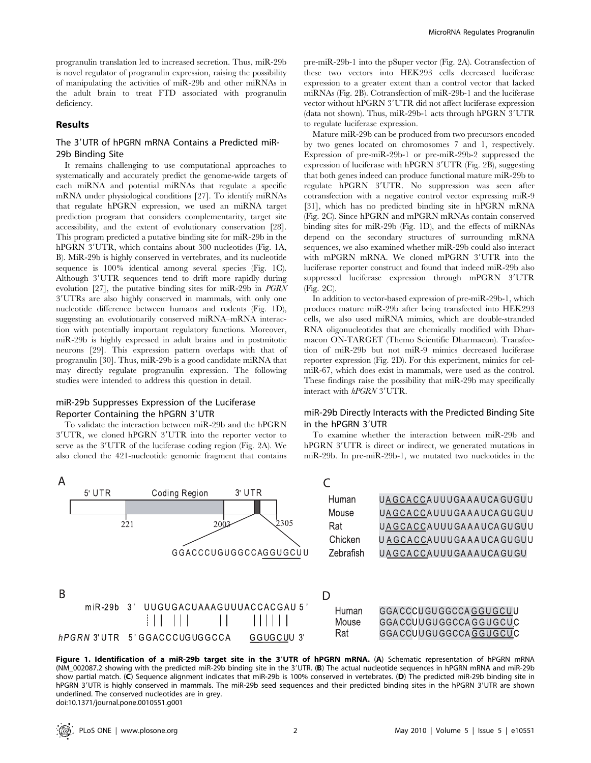progranulin translation led to increased secretion. Thus, miR-29b is novel regulator of progranulin expression, raising the possibility of manipulating the activities of miR-29b and other miRNAs in the adult brain to treat FTD associated with progranulin deficiency.

## Results

### The 3′UTR of hPGRN mRNA Contains a Predicted miR-29b Binding Site

It remains challenging to use computational approaches to systematically and accurately predict the genome-wide targets of each miRNA and potential miRNAs that regulate a specific mRNA under physiological conditions [27]. To identify miRNAs that regulate hPGRN expression, we used an miRNA target prediction program that considers complementarity, target site accessibility, and the extent of evolutionary conservation [28]. This program predicted a putative binding site for miR-29b in the hPGRN 3′UTR, which contains about 300 nucleotides (Fig. 1A, B). MiR-29b is highly conserved in vertebrates, and its nucleotide sequence is 100% identical among several species (Fig. 1C). Although 3′UTR sequences tend to drift more rapidly during evolution [27], the putative binding sites for miR-29b in *PGRN* 3′UTRs are also highly conserved in mammals, with only one nucleotide difference between humans and rodents (Fig. 1D), suggesting an evolutionarily conserved miRNA–mRNA interaction with potentially important regulatory functions. Moreover, miR-29b is highly expressed in adult brains and in postmitotic neurons [29]. This expression pattern overlaps with that of progranulin [30]. Thus, miR-29b is a good candidate miRNA that may directly regulate progranulin expression. The following studies were intended to address this question in detail.

### miR-29b Suppresses Expression of the Luciferase Reporter Containing the hPGRN 3′UTR

To validate the interaction between miR-29b and the hPGRN 3′UTR, we cloned hPGRN 3′UTR into the reporter vector to serve as the 3′UTR of the luciferase coding region (Fig. 2A). We also cloned the 421-nucleotide genomic fragment that contains pre-miR-29b-1 into the pSuper vector (Fig. 2A). Cotransfection of these two vectors into HEK293 cells decreased luciferase expression to a greater extent than a control vector that lacked miRNAs (Fig. 2B). Cotransfection of miR-29b-1 and the luciferase vector without hPGRN 3′UTR did not affect luciferase expression (data not shown). Thus, miR-29b-1 acts through hPGRN 3′UTR to regulate luciferase expression.

Mature miR-29b can be produced from two precursors encoded by two genes located on chromosomes 7 and 1, respectively. Expression of pre-miR-29b-1 or pre-miR-29b-2 suppressed the expression of luciferase with hPGRN 3′UTR (Fig. 2B), suggesting that both genes indeed can produce functional mature miR-29b to regulate hPGRN 3′UTR. No suppression was seen after cotransfection with a negative control vector expressing miR-9 [31], which has no predicted binding site in hPGRN mRNA (Fig. 2C). Since hPGRN and mPGRN mRNAs contain conserved binding sites for miR-29b (Fig. 1D), and the effects of miRNAs depend on the secondary structures of surrounding mRNA sequences, we also examined whether miR-29b could also interact with mPGRN mRNA. We cloned mPGRN 3′UTR into the luciferase reporter construct and found that indeed miR-29b also suppressed luciferase expression through mPGRN 3′UTR (Fig. 2C).

In addition to vector-based expression of pre-miR-29b-1, which produces mature miR-29b after being transfected into HEK293 cells, we also used miRNA mimics, which are double-stranded RNA oligonucleotides that are chemically modified with Dharmacon ON-TARGET (Themo Scientific Dharmacon). Transfection of miR-29b but not miR-9 mimics decreased luciferase reporter expression (Fig. 2D). For this experiment, mimics for cel-miR-67, which does exist in mammals, were used as the control. These findings raise the possibility that miR-29b may specifically interact with *hPGRN* 3′UTR.

### miR-29b Directly Interacts with the Predicted Binding Site in the hPGRN 3′UTR

To examine whether the interaction between miR-29b and hPGRN 3′UTR is direct or indirect, we generated mutations in miR-29b. In pre-miR-29b-1, we mutated two nucleotides in the

**Figure 1. Identification of a miR-29b target site in the 3′UTR of hPGRN mRNA.** (**A**) Schematic representation of hPGRN mRNA (NM_002087.2 showing with the predicted miR-29b binding site in the 3′UTR. (**B**) The actual nucleotide sequences in hPGRN mRNA and miR-29b show partial match. (**C**) Sequence alignment indicates that miR-29b is 100% conserved in vertebrates. (**D**) The predicted miR-29b binding site in hPGRN 3′UTR is highly conserved in mammals. The miR-29b seed sequences and their predicted binding sites in the hPGRN 3′UTR are shown underlined. The conserved nucleotides are in grey.
doi:10.1371/journal.pone.0010551.g001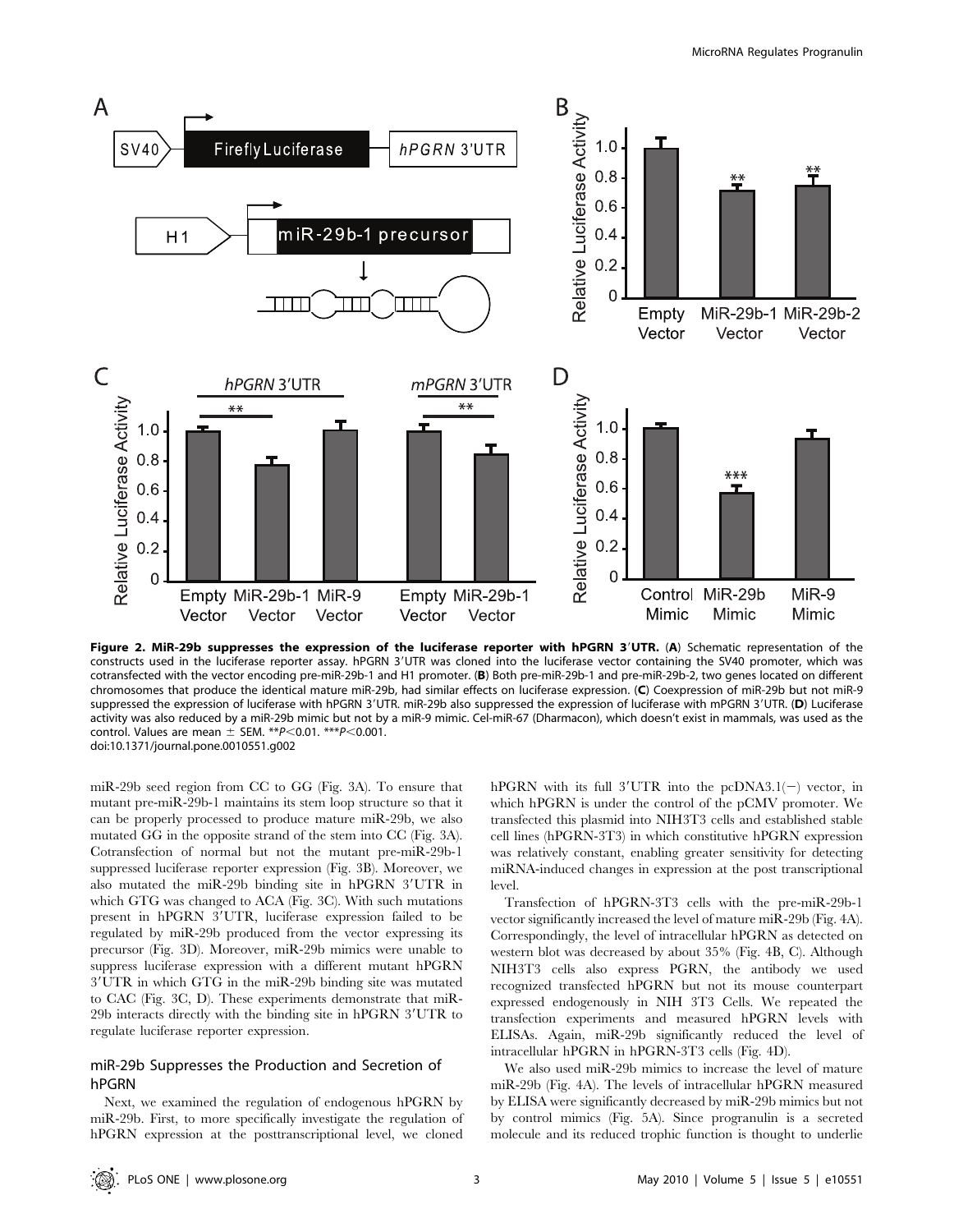**Figure 2. MiR-29b suppresses the expression of the luciferase reporter with hPGRN 3′UTR.** (**A**) Schematic representation of the constructs used in the luciferase reporter assay. hPGRN 3′UTR was cloned into the luciferase vector containing the SV40 promoter, which was cotransfected with the vector encoding pre-miR-29b-1 and H1 promoter. (**B**) Both pre-miR-29b-1 and pre-miR-29b-2, two genes located on different chromosomes that produce the identical mature miR-29b, had similar effects on luciferase expression. (**C**) Coexpression of miR-29b but not miR-9 suppressed the expression of luciferase with hPGRN 3′UTR. miR-29b also suppressed the expression of luciferase with mPGRN 3′UTR. (**D**) Luciferase activity was also reduced by a miR-29b mimic but not by a miR-9 mimic. Cel-miR-67 (Dharmacon), which doesn't exist in mammals, was used as the control. Values are mean ± SEM. \*\*$P<0.01$. \*\*\*$P<0.001$.
doi:10.1371/journal.pone.0010551.g002

miR-29b seed region from CC to GG (Fig. 3A). To ensure that mutant pre-miR-29b-1 maintains its stem loop structure so that it can be properly processed to produce mature miR-29b, we also mutated GG in the opposite strand of the stem into CC (Fig. 3A). Cotransfection of normal but not the mutant pre-miR-29b-1 suppressed luciferase reporter expression (Fig. 3B). Moreover, we also mutated the miR-29b binding site in hPGRN 3′UTR in which GTG was changed to ACA (Fig. 3C). With such mutations present in hPGRN 3′UTR, luciferase expression failed to be regulated by miR-29b produced from the vector expressing its precursor (Fig. 3D). Moreover, miR-29b mimics were unable to suppress luciferase expression with a different mutant hPGRN 3′UTR in which GTG in the miR-29b binding site was mutated to CAC (Fig. 3C, D). These experiments demonstrate that miR-29b interacts directly with the binding site in hPGRN 3′UTR to regulate luciferase reporter expression.

## miR-29b Suppresses the Production and Secretion of hPGRN

Next, we examined the regulation of endogenous hPGRN by miR-29b. First, to more specifically investigate the regulation of hPGRN expression at the posttranscriptional level, we cloned hPGRN with its full 3′UTR into the pcDNA3.1(−) vector, in which hPGRN is under the control of the pCMV promoter. We transfected this plasmid into NIH3T3 cells and established stable cell lines (hPGRN-3T3) in which constitutive hPGRN expression was relatively constant, enabling greater sensitivity for detecting miRNA-induced changes in expression at the post transcriptional level.

Transfection of hPGRN-3T3 cells with the pre-miR-29b-1 vector significantly increased the level of mature miR-29b (Fig. 4A). Correspondingly, the level of intracellular hPGRN as detected on western blot was decreased by about 35% (Fig. 4B, C). Although NIH3T3 cells also express PGRN, the antibody we used recognized transfected hPGRN but not its mouse counterpart expressed endogenously in NIH 3T3 Cells. We repeated the transfection experiments and measured hPGRN levels with ELISAs. Again, miR-29b significantly reduced the level of intracellular hPGRN in hPGRN-3T3 cells (Fig. 4D).

We also used miR-29b mimics to increase the level of mature miR-29b (Fig. 4A). The levels of intracellular hPGRN measured by ELISA were significantly decreased by miR-29b mimics but not by control mimics (Fig. 5A). Since progranulin is a secreted molecule and its reduced trophic function is thought to underlie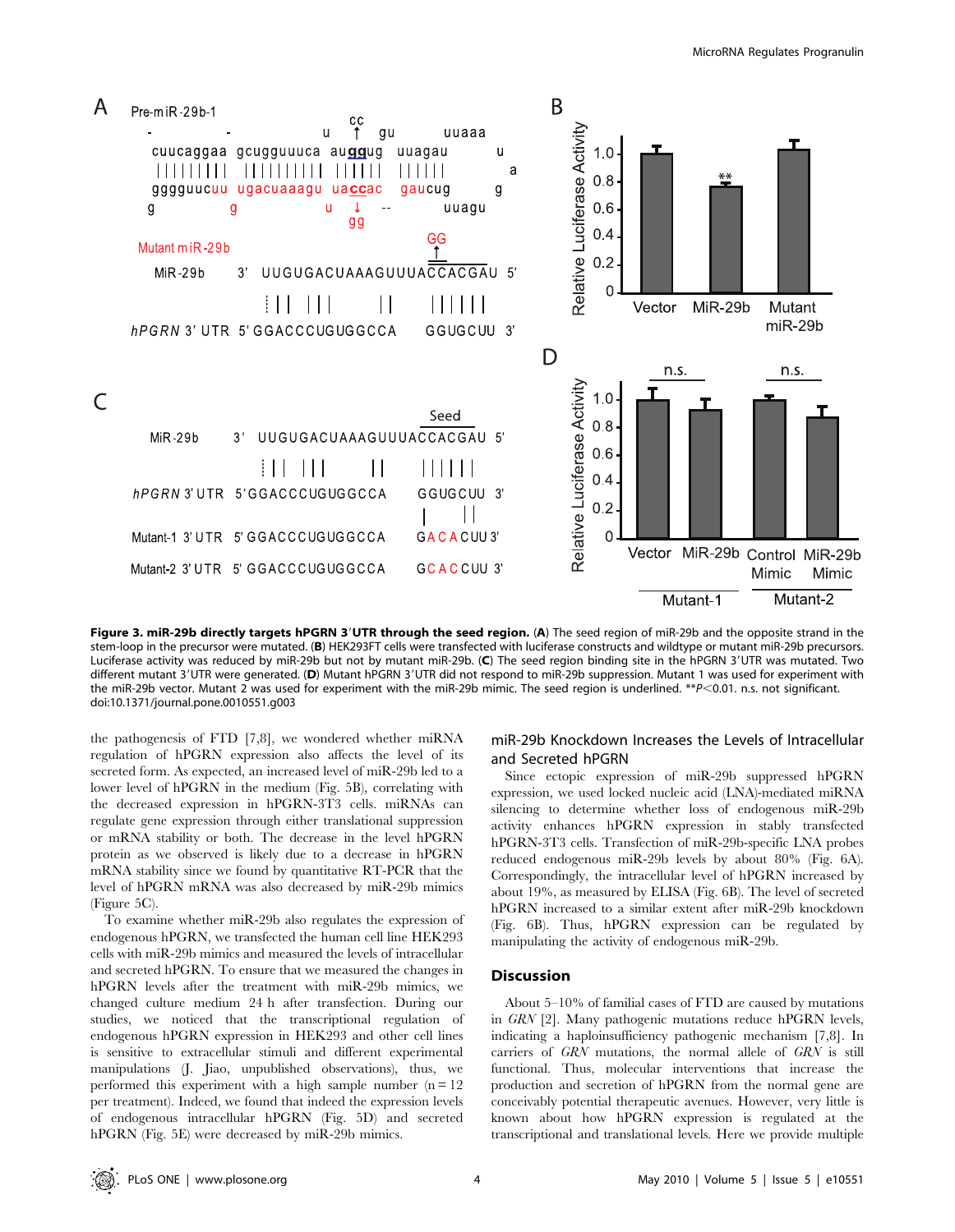**Figure 3. miR-29b directly targets hPGRN 3′UTR through the seed region.** (**A**) The seed region of miR-29b and the opposite strand in the stem-loop in the precursor were mutated. (**B**) HEK293FT cells were transfected with luciferase constructs and wildtype or mutant miR-29b precursors. Luciferase activity was reduced by miR-29b but not by mutant miR-29b. (**C**) The seed region binding site in the hPGRN 3′UTR was mutated. Two different mutant 3′UTR were generated. (**D**) Mutant hPGRN 3′UTR did not respond to miR-29b suppression. Mutant 1 was used for experiment with the miR-29b vector. Mutant 2 was used for experiment with the miR-29b mimic. The seed region is underlined. **$P<0.01$. n.s. not significant.
doi:10.1371/journal.pone.0010551.g003

the pathogenesis of FTD [7,8], we wondered whether miRNA regulation of hPGRN expression also affects the level of its secreted form. As expected, an increased level of miR-29b led to a lower level of hPGRN in the medium (Fig. 5B), correlating with the decreased expression in hPGRN-3T3 cells. miRNAs can regulate gene expression through either translational suppression or mRNA stability or both. The decrease in the level hPGRN protein as we observed is likely due to a decrease in hPGRN mRNA stability since we found by quantitative RT-PCR that the level of hPGRN mRNA was also decreased by miR-29b mimics (Figure 5C).

To examine whether miR-29b also regulates the expression of endogenous hPGRN, we transfected the human cell line HEK293 cells with miR-29b mimics and measured the levels of intracellular and secreted hPGRN. To ensure that we measured the changes in hPGRN levels after the treatment with miR-29b mimics, we changed culture medium 24 h after transfection. During our studies, we noticed that the transcriptional regulation of endogenous hPGRN expression in HEK293 and other cell lines is sensitive to extracellular stimuli and different experimental manipulations (J. Jiao, unpublished observations), thus, we performed this experiment with a high sample number ($n=12$ per treatment). Indeed, we found that indeed the expression levels of endogenous intracellular hPGRN (Fig. 5D) and secreted hPGRN (Fig. 5E) were decreased by miR-29b mimics.

## miR-29b Knockdown Increases the Levels of Intracellular and Secreted hPGRN

Since ectopic expression of miR-29b suppressed hPGRN expression, we used locked nucleic acid (LNA)-mediated miRNA silencing to determine whether loss of endogenous miR-29b activity enhances hPGRN expression in stably transfected hPGRN-3T3 cells. Transfection of miR-29b-specific LNA probes reduced endogenous miR-29b levels by about 80% (Fig. 6A). Correspondingly, the intracellular level of hPGRN increased by about 19%, as measured by ELISA (Fig. 6B). The level of secreted hPGRN increased to a similar extent after miR-29b knockdown (Fig. 6B). Thus, hPGRN expression can be regulated by manipulating the activity of endogenous miR-29b.

## Discussion

About 5–10% of familial cases of FTD are caused by mutations in *GRN* [2]. Many pathogenic mutations reduce hPGRN levels, indicating a haploinsufficiency pathogenic mechanism [7,8]. In carriers of *GRN* mutations, the normal allele of *GRN* is still functional. Thus, molecular interventions that increase the production and secretion of hPGRN from the normal gene are conceivably potential therapeutic avenues. However, very little is known about how hPGRN expression is regulated at the transcriptional and translational levels. Here we provide multiple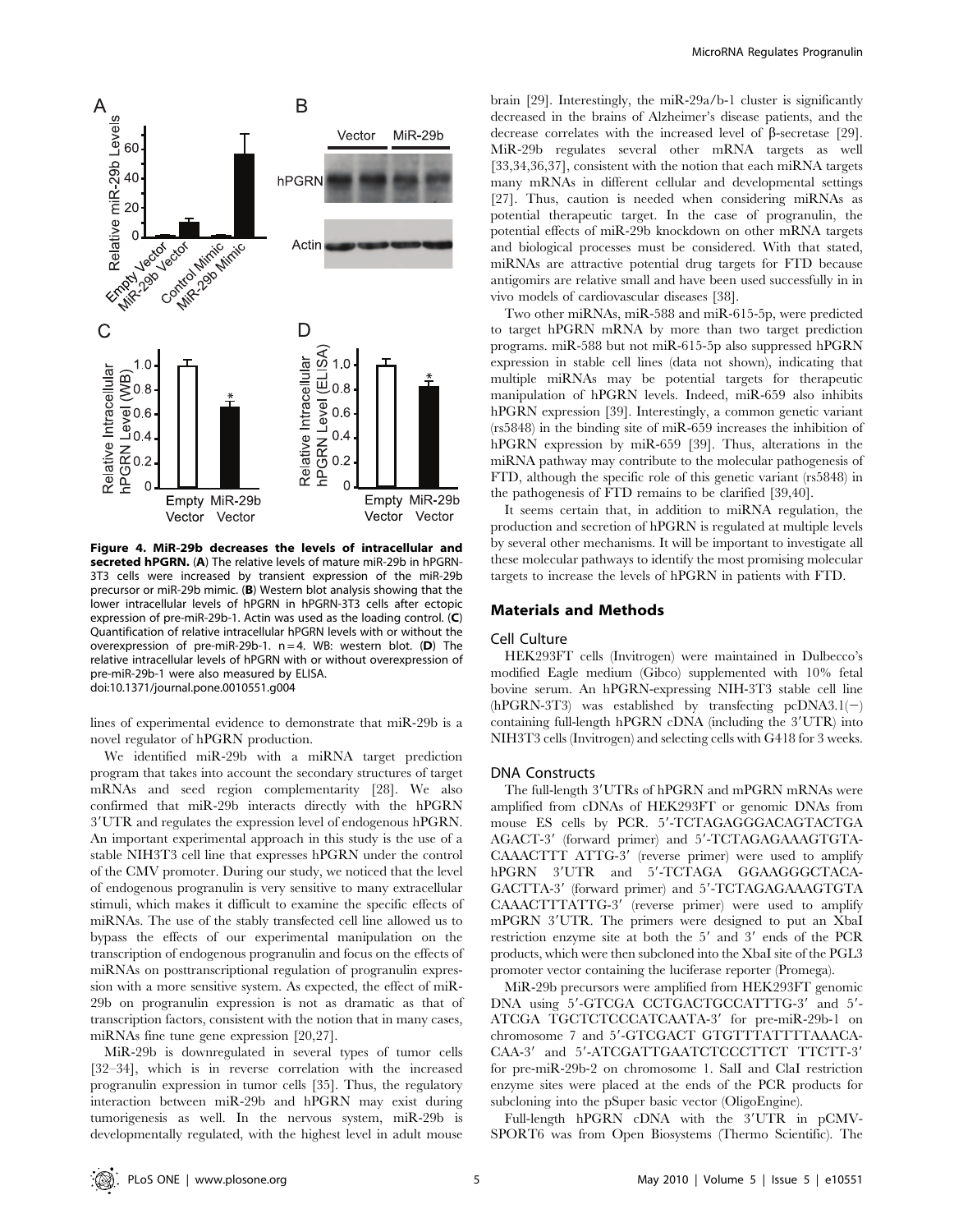**Figure 4. MiR-29b decreases the levels of intracellular and secreted hPGRN.** (**A**) The relative levels of mature miR-29b in hPGRN-3T3 cells were increased by transient expression of the miR-29b precursor or miR-29b mimic. (**B**) Western blot analysis showing that the lower intracellular levels of hPGRN in hPGRN-3T3 cells after ectopic expression of pre-miR-29b-1. Actin was used as the loading control. (**C**) Quantification of relative intracellular hPGRN levels with or without the overexpression of pre-miR-29b-1. n = 4. WB: western blot. (**D**) The relative intracellular levels of hPGRN with or without overexpression of pre-miR-29b-1 were also measured by ELISA.
doi:10.1371/journal.pone.0010551.g004

lines of experimental evidence to demonstrate that miR-29b is a novel regulator of hPGRN production.

We identified miR-29b with a miRNA target prediction program that takes into account the secondary structures of target mRNAs and seed region complementarity [28]. We also confirmed that miR-29b interacts directly with the hPGRN 3′UTR and regulates the expression level of endogenous hPGRN. An important experimental approach in this study is the use of a stable NIH3T3 cell line that expresses hPGRN under the control of the CMV promoter. During our study, we noticed that the level of endogenous progranulin is very sensitive to many extracellular stimuli, which makes it difficult to examine the specific effects of miRNAs. The use of the stably transfected cell line allowed us to bypass the effects of our experimental manipulation on the transcription of endogenous progranulin and focus on the effects of miRNAs on posttranscriptional regulation of progranulin expression with a more sensitive system. As expected, the effect of miR-29b on progranulin expression is not as dramatic as that of transcription factors, consistent with the notion that in many cases, miRNAs fine tune gene expression [20,27].

MiR-29b is downregulated in several types of tumor cells [32–34], which is in reverse correlation with the increased progranulin expression in tumor cells [35]. Thus, the regulatory interaction between miR-29b and hPGRN may exist during tumorigenesis as well. In the nervous system, miR-29b is developmentally regulated, with the highest level in adult mouse brain [29]. Interestingly, the miR-29a/b-1 cluster is significantly decreased in the brains of Alzheimer's disease patients, and the decrease correlates with the increased level of β-secretase [29]. MiR-29b regulates several other mRNA targets as well [33,34,36,37], consistent with the notion that each miRNA targets many mRNAs in different cellular and developmental settings [27]. Thus, caution is needed when considering miRNAs as potential therapeutic target. In the case of progranulin, the potential effects of miR-29b knockdown on other mRNA targets and biological processes must be considered. With that stated, miRNAs are attractive potential drug targets for FTD because antigomirs are relative small and have been used successfully in in vivo models of cardiovascular diseases [38].

Two other miRNAs, miR-588 and miR-615-5p, were predicted to target hPGRN mRNA by more than two target prediction programs. miR-588 but not miR-615-5p also suppressed hPGRN expression in stable cell lines (data not shown), indicating that multiple miRNAs may be potential targets for therapeutic manipulation of hPGRN levels. Indeed, miR-659 also inhibits hPGRN expression [39]. Interestingly, a common genetic variant (rs5848) in the binding site of miR-659 increases the inhibition of hPGRN expression by miR-659 [39]. Thus, alterations in the miRNA pathway may contribute to the molecular pathogenesis of FTD, although the specific role of this genetic variant (rs5848) in the pathogenesis of FTD remains to be clarified [39,40].

It seems certain that, in addition to miRNA regulation, the production and secretion of hPGRN is regulated at multiple levels by several other mechanisms. It will be important to investigate all these molecular pathways to identify the most promising molecular targets to increase the levels of hPGRN in patients with FTD.

## Materials and Methods

### Cell Culture

HEK293FT cells (Invitrogen) were maintained in Dulbecco's modified Eagle medium (Gibco) supplemented with 10% fetal bovine serum. An hPGRN-expressing NIH-3T3 stable cell line (hPGRN-3T3) was established by transfecting pcDNA3.1(−) containing full-length hPGRN cDNA (including the 3′UTR) into NIH3T3 cells (Invitrogen) and selecting cells with G418 for 3 weeks.

### DNA Constructs

The full-length 3′UTRs of hPGRN and mPGRN mRNAs were amplified from cDNAs of HEK293FT or genomic DNAs from mouse ES cells by PCR. 5′-TCTAGAGGGACAGTACTGA AGACT-3′ (forward primer) and 5′-TCTAGAGAAAGTGTA-CAAACTTT ATTG-3′ (reverse primer) were used to amplify hPGRN 3′UTR and 5′-TCTAGA GGAAGGGCTACA-GACTTA-3′ (forward primer) and 5′-TCTAGAGAAAGTGTA CAAACTTTATTG-3′ (reverse primer) were used to amplify mPGRN 3′UTR. The primers were designed to put an XbaI restriction enzyme site at both the 5′ and 3′ ends of the PCR products, which were then subcloned into the XbaI site of the PGL3 promoter vector containing the luciferase reporter (Promega).

MiR-29b precursors were amplified from HEK293FT genomic DNA using 5′-GTCGA CCTGACTGCCATTTG-3′ and 5′-ATCGA TGCTCTCCCATCAATA-3′ for pre-miR-29b-1 on chromosome 7 and 5′-GTCGACT GTGTTTATTTTAAACA-CAA-3′ and 5′-ATCGATTGAATCTCCCTTCT TTCTT-3′ for pre-miR-29b-2 on chromosome 1. SalI and ClaI restriction enzyme sites were placed at the ends of the PCR products for subcloning into the pSuper basic vector (OligoEngine).

Full-length hPGRN cDNA with the 3′UTR in pCMV-SPORT6 was from Open Biosystems (Thermo Scientific). The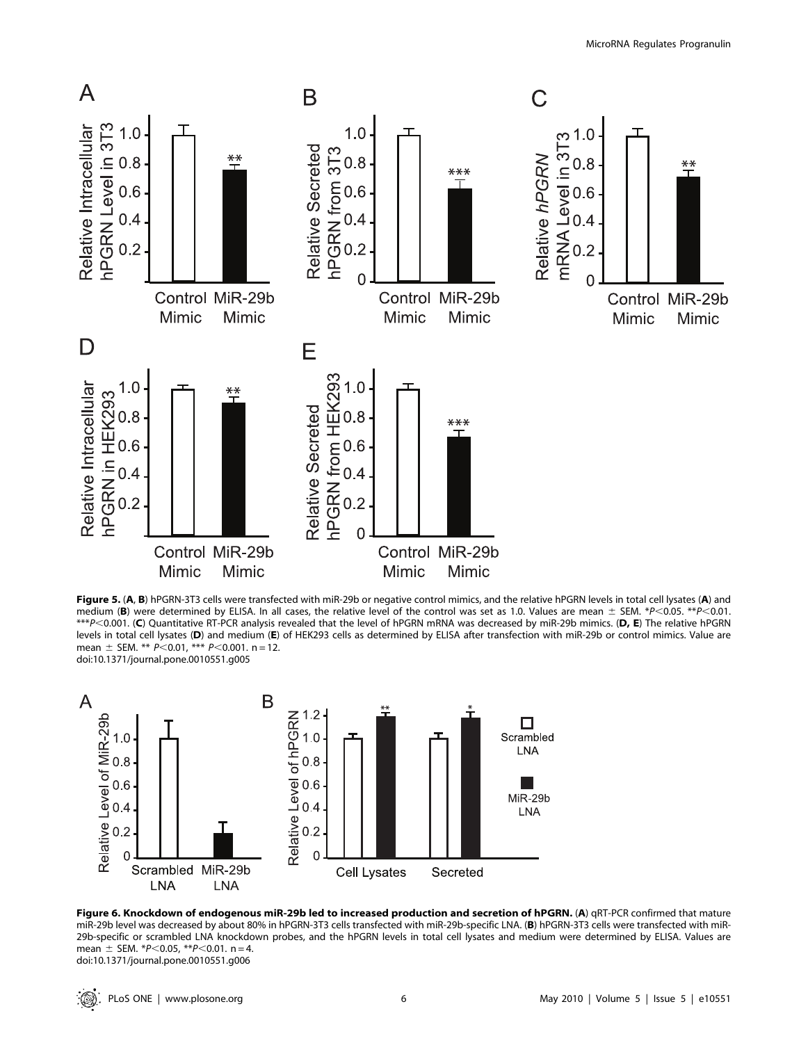**Figure 5.** (**A**, **B**) hPGRN-3T3 cells were transfected with miR-29b or negative control mimics, and the relative hPGRN levels in total cell lysates (**A**) and medium (**B**) were determined by ELISA. In all cases, the relative level of the control was set as 1.0. Values are mean ± SEM. \*$P<0.05$. \*\*$P<0.01$. \*\*\*$P<0.001$. (**C**) Quantitative RT-PCR analysis revealed that the level of hPGRN mRNA was decreased by miR-29b mimics. (**D, E**) The relative hPGRN levels in total cell lysates (**D**) and medium (**E**) of HEK293 cells as determined by ELISA after transfection with miR-29b or control mimics. Value are mean ± SEM. \*\* $P<0.01$, \*\*\* $P<0.001$. n = 12.
doi:10.1371/journal.pone.0010551.g005

**Figure 6. Knockdown of endogenous miR-29b led to increased production and secretion of hPGRN.** (**A**) qRT-PCR confirmed that mature miR-29b level was decreased by about 80% in hPGRN-3T3 cells transfected with miR-29b-specific LNA. (**B**) hPGRN-3T3 cells were transfected with miR-29b-specific or scrambled LNA knockdown probes, and the hPGRN levels in total cell lysates and medium were determined by ELISA. Values are mean ± SEM. \*$P<0.05$, \*\*$P<0.01$. n = 4.
doi:10.1371/journal.pone.0010551.g006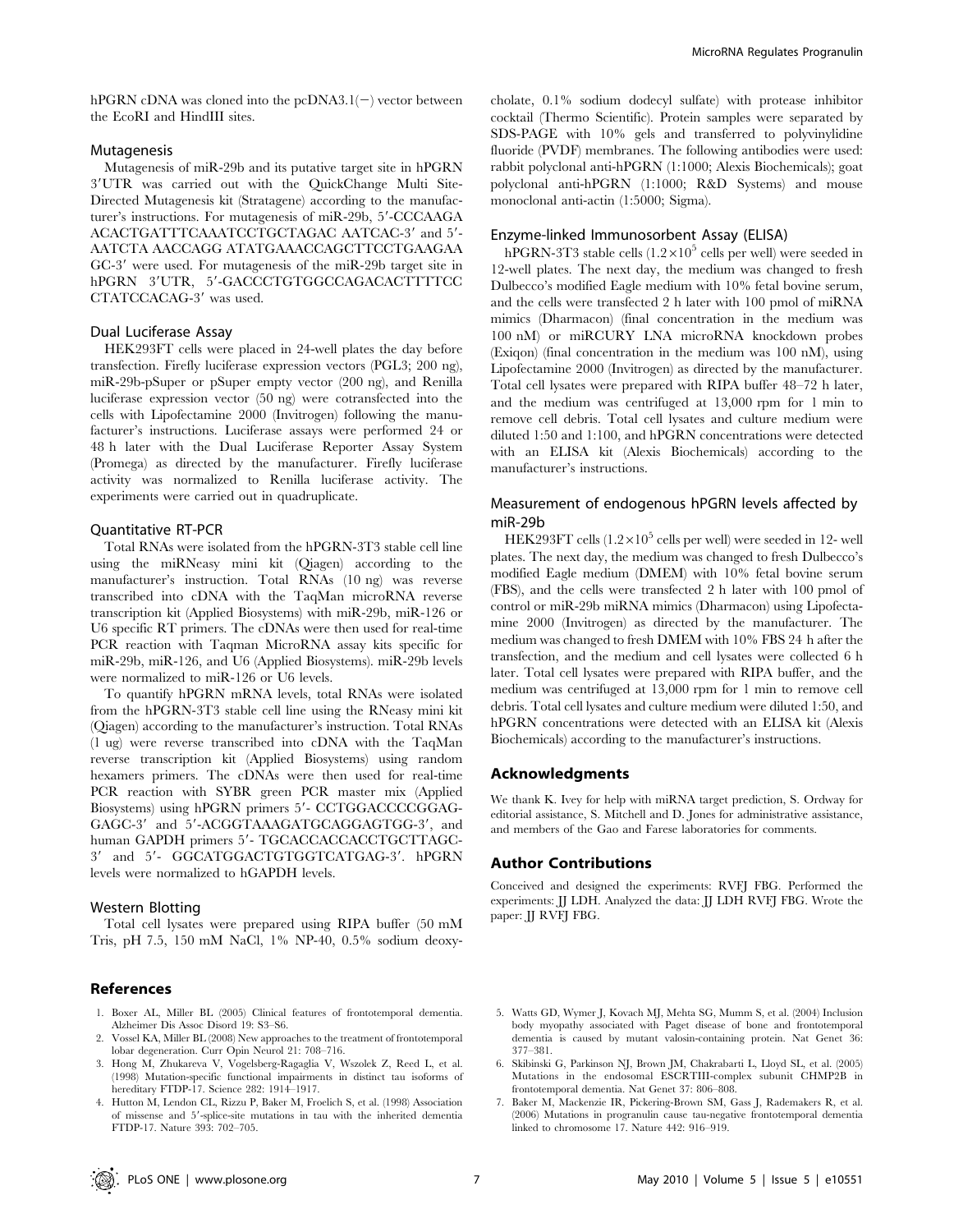hPGRN cDNA was cloned into the pcDNA3.1(−) vector between the EcoRI and HindIII sites.

### Mutagenesis

Mutagenesis of miR-29b and its putative target site in hPGRN 3′UTR was carried out with the QuickChange Multi Site-Directed Mutagenesis kit (Stratagene) according to the manufacturer's instructions. For mutagenesis of miR-29b, 5′-CCCAAGA ACACTGATTTCAAATCCTGCTAGAC AATCAC-3′ and 5′-AATCTA AACCAGG ATATGAAACCAGCTTCCTGAAGAA GC-3′ were used. For mutagenesis of the miR-29b target site in hPGRN 3′UTR, 5′-GACCCTGTGGCCAGACACTTTTCC CTATCCACAG-3′ was used.

### Dual Luciferase Assay

HEK293FT cells were placed in 24-well plates the day before transfection. Firefly luciferase expression vectors (PGL3; 200 ng), miR-29b-pSuper or pSuper empty vector (200 ng), and Renilla luciferase expression vector (50 ng) were cotransfected into the cells with Lipofectamine 2000 (Invitrogen) following the manufacturer's instructions. Luciferase assays were performed 24 or 48 h later with the Dual Luciferase Reporter Assay System (Promega) as directed by the manufacturer. Firefly luciferase activity was normalized to Renilla luciferase activity. The experiments were carried out in quadruplicate.

### Quantitative RT-PCR

Total RNAs were isolated from the hPGRN-3T3 stable cell line using the miRNeasy mini kit (Qiagen) according to the manufacturer's instruction. Total RNAs (10 ng) was reverse transcribed into cDNA with the TaqMan microRNA reverse transcription kit (Applied Biosystems) with miR-29b, miR-126 or U6 specific RT primers. The cDNAs were then used for real-time PCR reaction with Taqman MicroRNA assay kits specific for miR-29b, miR-126, and U6 (Applied Biosystems). miR-29b levels were normalized to miR-126 or U6 levels.

To quantify hPGRN mRNA levels, total RNAs were isolated from the hPGRN-3T3 stable cell line using the RNeasy mini kit (Qiagen) according to the manufacturer's instruction. Total RNAs (1 ug) were reverse transcribed into cDNA with the TaqMan reverse transcription kit (Applied Biosystems) using random hexamers primers. The cDNAs were then used for real-time PCR reaction with SYBR green PCR master mix (Applied Biosystems) using hPGRN primers 5′- CCTGGACCCCGGAG-GAGC-3′ and 5′-ACGGTAAAGATGCAGGAGTGG-3′, and human GAPDH primers 5′- TGCACCACCACCTGCTTAGC-3′ and 5′- GGCATGGACTGTGGTCATGAG-3′. hPGRN levels were normalized to hGAPDH levels.

### Western Blotting

Total cell lysates were prepared using RIPA buffer (50 mM Tris, pH 7.5, 150 mM NaCl, 1% NP-40, 0.5% sodium deoxycholate, 0.1% sodium dodecyl sulfate) with protease inhibitor cocktail (Thermo Scientific). Protein samples were separated by SDS-PAGE with 10% gels and transferred to polyvinylidine fluoride (PVDF) membranes. The following antibodies were used: rabbit polyclonal anti-hPGRN (1:1000; Alexis Biochemicals); goat polyclonal anti-hPGRN (1:1000; R&D Systems) and mouse monoclonal anti-actin (1:5000; Sigma).

### Enzyme-linked Immunosorbent Assay (ELISA)

hPGRN-3T3 stable cells ($1.2\times10^5$ cells per well) were seeded in 12-well plates. The next day, the medium was changed to fresh Dulbecco's modified Eagle medium with 10% fetal bovine serum, and the cells were transfected 2 h later with 100 pmol of miRNA mimics (Dharmacon) (final concentration in the medium was 100 nM) or miRCURY LNA microRNA knockdown probes (Exiqon) (final concentration in the medium was 100 nM), using Lipofectamine 2000 (Invitrogen) as directed by the manufacturer. Total cell lysates were prepared with RIPA buffer 48–72 h later, and the medium was centrifuged at 13,000 rpm for 1 min to remove cell debris. Total cell lysates and culture medium were diluted 1:50 and 1:100, and hPGRN concentrations were detected with an ELISA kit (Alexis Biochemicals) according to the manufacturer's instructions.

### Measurement of endogenous hPGRN levels affected by miR-29b

HEK293FT cells ($1.2\times10^5$ cells per well) were seeded in 12- well plates. The next day, the medium was changed to fresh Dulbecco's modified Eagle medium (DMEM) with 10% fetal bovine serum (FBS), and the cells were transfected 2 h later with 100 pmol of control or miR-29b miRNA mimics (Dharmacon) using Lipofectamine 2000 (Invitrogen) as directed by the manufacturer. The medium was changed to fresh DMEM with 10% FBS 24 h after the transfection, and the medium and cell lysates were collected 6 h later. Total cell lysates were prepared with RIPA buffer, and the medium was centrifuged at 13,000 rpm for 1 min to remove cell debris. Total cell lysates and culture medium were diluted 1:50, and hPGRN concentrations were detected with an ELISA kit (Alexis Biochemicals) according to the manufacturer's instructions.

## Acknowledgments

We thank K. Ivey for help with miRNA target prediction, S. Ordway for editorial assistance, S. Mitchell and D. Jones for administrative assistance, and members of the Gao and Farese laboratories for comments.

## Author Contributions

Conceived and designed the experiments: RVFJ FBG. Performed the experiments: JJ LDH. Analyzed the data: JJ LDH RVFJ FBG. Wrote the paper: JJ RVFJ FBG.

## References

1. Boxer AL, Miller BL (2005) Clinical features of frontotemporal dementia. Alzheimer Dis Assoc Disord 19: S3–S6.
2. Vossel KA, Miller BL (2008) New approaches to the treatment of frontotemporal lobar degeneration. Curr Opin Neurol 21: 708–716.
3. Hong M, Zhukareva V, Vogelsberg-Ragaglia V, Wszolek Z, Reed L, et al. (1998) Mutation-specific functional impairments in distinct tau isoforms of hereditary FTDP-17. Science 282: 1914–1917.
4. Hutton M, Lendon CL, Rizzu P, Baker M, Froelich S, et al. (1998) Association of missense and 5′-splice-site mutations in tau with the inherited dementia FTDP-17. Nature 393: 702–705.
5. Watts GD, Wymer J, Kovach MJ, Mehta SG, Mumm S, et al. (2004) Inclusion body myopathy associated with Paget disease of bone and frontotemporal dementia is caused by mutant valosin-containing protein. Nat Genet 36: 377–381.
6. Skibinski G, Parkinson NJ, Brown JM, Chakrabarti L, Lloyd SL, et al. (2005) Mutations in the endosomal ESCRTIII-complex subunit CHMP2B in frontotemporal dementia. Nat Genet 37: 806–808.
7. Baker M, Mackenzie IR, Pickering-Brown SM, Gass J, Rademakers R, et al. (2006) Mutations in progranulin cause tau-negative frontotemporal dementia linked to chromosome 17. Nature 442: 916–919.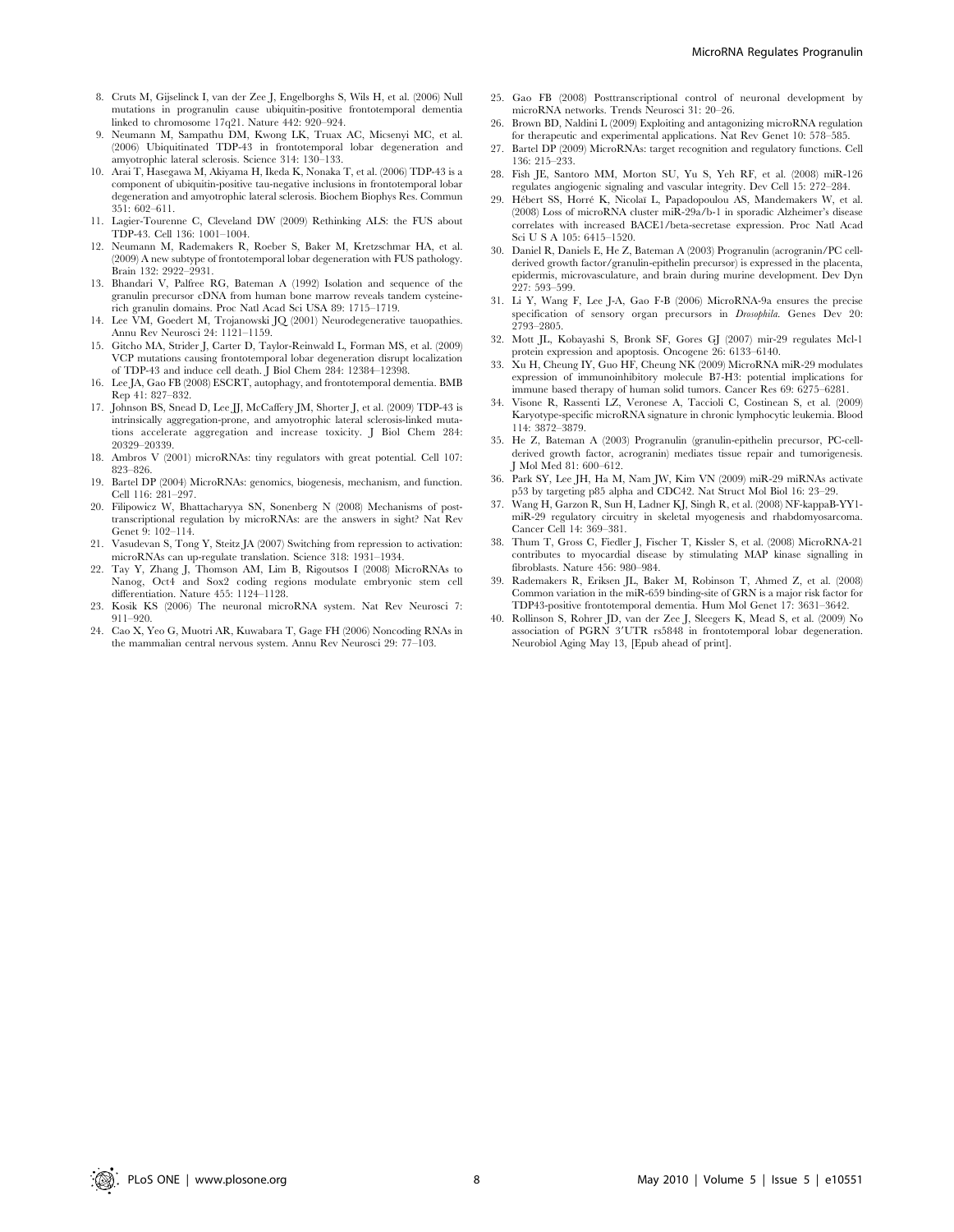8. Cruts M, Gijselinck I, van der Zee J, Engelborghs S, Wils H, et al. (2006) Null mutations in progranulin cause ubiquitin-positive frontotemporal dementia linked to chromosome 17q21. Nature 442: 920–924.
9. Neumann M, Sampathu DM, Kwong LK, Truax AC, Micsenyi MC, et al. (2006) Ubiquitinated TDP-43 in frontotemporal lobar degeneration and amyotrophic lateral sclerosis. Science 314: 130–133.
10. Arai T, Hasegawa M, Akiyama H, Ikeda K, Nonaka T, et al. (2006) TDP-43 is a component of ubiquitin-positive tau-negative inclusions in frontotemporal lobar degeneration and amyotrophic lateral sclerosis. Biochem Biophys Res. Commun 351: 602–611.
11. Lagier-Tourenne C, Cleveland DW (2009) Rethinking ALS: the FUS about TDP-43. Cell 136: 1001–1004.
12. Neumann M, Rademakers R, Roeber S, Baker M, Kretzschmar HA, et al. (2009) A new subtype of frontotemporal lobar degeneration with FUS pathology. Brain 132: 2922–2931.
13. Bhandari V, Palfree RG, Bateman A (1992) Isolation and sequence of the granulin precursor cDNA from human bone marrow reveals tandem cysteine-rich granulin domains. Proc Natl Acad Sci USA 89: 1715–1719.
14. Lee VM, Goedert M, Trojanowski JQ (2001) Neurodegenerative tauopathies. Annu Rev Neurosci 24: 1121–1159.
15. Gitcho MA, Strider J, Carter D, Taylor-Reinwald L, Forman MS, et al. (2009) VCP mutations causing frontotemporal lobar degeneration disrupt localization of TDP-43 and induce cell death. J Biol Chem 284: 12384–12398.
16. Lee JA, Gao FB (2008) ESCRT, autophagy, and frontotemporal dementia. BMB Rep 41: 827–832.
17. Johnson BS, Snead D, Lee JJ, McCaffery JM, Shorter J, et al. (2009) TDP-43 is intrinsically aggregation-prone, and amyotrophic lateral sclerosis-linked mutations accelerate aggregation and increase toxicity. J Biol Chem 284: 20329–20339.
18. Ambros V (2001) microRNAs: tiny regulators with great potential. Cell 107: 823–826.
19. Bartel DP (2004) MicroRNAs: genomics, biogenesis, mechanism, and function. Cell 116: 281–297.
20. Filipowicz W, Bhattacharyya SN, Sonenberg N (2008) Mechanisms of post-transcriptional regulation by microRNAs: are the answers in sight? Nat Rev Genet 9: 102–114.
21. Vasudevan S, Tong Y, Steitz JA (2007) Switching from repression to activation: microRNAs can up-regulate translation. Science 318: 1931–1934.
22. Tay Y, Zhang J, Thomson AM, Lim B, Rigoutsos I (2008) MicroRNAs to Nanog, Oct4 and Sox2 coding regions modulate embryonic stem cell differentiation. Nature 455: 1124–1128.
23. Kosik KS (2006) The neuronal microRNA system. Nat Rev Neurosci 7: 911–920.
24. Cao X, Yeo G, Muotri AR, Kuwabara T, Gage FH (2006) Noncoding RNAs in the mammalian central nervous system. Annu Rev Neurosci 29: 77–103.
25. Gao FB (2008) Posttranscriptional control of neuronal development by microRNA networks. Trends Neurosci 31: 20–26.
26. Brown BD, Naldini L (2009) Exploiting and antagonizing microRNA regulation for therapeutic and experimental applications. Nat Rev Genet 10: 578–585.
27. Bartel DP (2009) MicroRNAs: target recognition and regulatory functions. Cell 136: 215–233.
28. Fish JE, Santoro MM, Morton SU, Yu S, Yeh RF, et al. (2008) miR-126 regulates angiogenic signaling and vascular integrity. Dev Cell 15: 272–284.
29. Hébert SS, Horré K, Nicolaï L, Papadopoulou AS, Mandemakers W, et al. (2008) Loss of microRNA cluster miR-29a/b-1 in sporadic Alzheimer's disease correlates with increased BACE1/beta-secretase expression. Proc Natl Acad Sci U S A 105: 6415–1520.
30. Daniel R, Daniels E, He Z, Bateman A (2003) Progranulin (acrogranin/PC cell-derived growth factor/granulin-epithelin precursor) is expressed in the placenta, epidermis, microvasculature, and brain during murine development. Dev Dyn 227: 593–599.
31. Li Y, Wang F, Lee J-A, Gao F-B (2006) MicroRNA-9a ensures the precise specification of sensory organ precursors in *Drosophila*. Genes Dev 20: 2793–2805.
32. Mott JL, Kobayashi S, Bronk SF, Gores GJ (2007) mir-29 regulates Mcl-1 protein expression and apoptosis. Oncogene 26: 6133–6140.
33. Xu H, Cheung IY, Guo HF, Cheung NK (2009) MicroRNA miR-29 modulates expression of immunoinhibitory molecule B7-H3: potential implications for immune based therapy of human solid tumors. Cancer Res 69: 6275–6281.
34. Visone R, Rassenti LZ, Veronese A, Taccioli C, Costinean S, et al. (2009) Karyotype-specific microRNA signature in chronic lymphocytic leukemia. Blood 114: 3872–3879.
35. He Z, Bateman A (2003) Progranulin (granulin-epithelin precursor, PC-cell-derived growth factor, acrogranin) mediates tissue repair and tumorigenesis. J Mol Med 81: 600–612.
36. Park SY, Lee JH, Ha M, Nam JW, Kim VN (2009) miR-29 miRNAs activate p53 by targeting p85 alpha and CDC42. Nat Struct Mol Biol 16: 23–29.
37. Wang H, Garzon R, Sun H, Ladner KJ, Singh R, et al. (2008) NF-kappaB-YY1-miR-29 regulatory circuitry in skeletal myogenesis and rhabdomyosarcoma. Cancer Cell 14: 369–381.
38. Thum T, Gross C, Fiedler J, Fischer T, Kissler S, et al. (2008) MicroRNA-21 contributes to myocardial disease by stimulating MAP kinase signalling in fibroblasts. Nature 456: 980–984.
39. Rademakers R, Eriksen JL, Baker M, Robinson T, Ahmed Z, et al. (2008) Common variation in the miR-659 binding-site of GRN is a major risk factor for TDP43-positive frontotemporal dementia. Hum Mol Genet 17: 3631–3642.
40. Rollinson S, Rohrer JD, van der Zee J, Sleegers K, Mead S, et al. (2009) No association of PGRN 3′UTR rs5848 in frontotemporal lobar degeneration. Neurobiol Aging May 13, [Epub ahead of print].